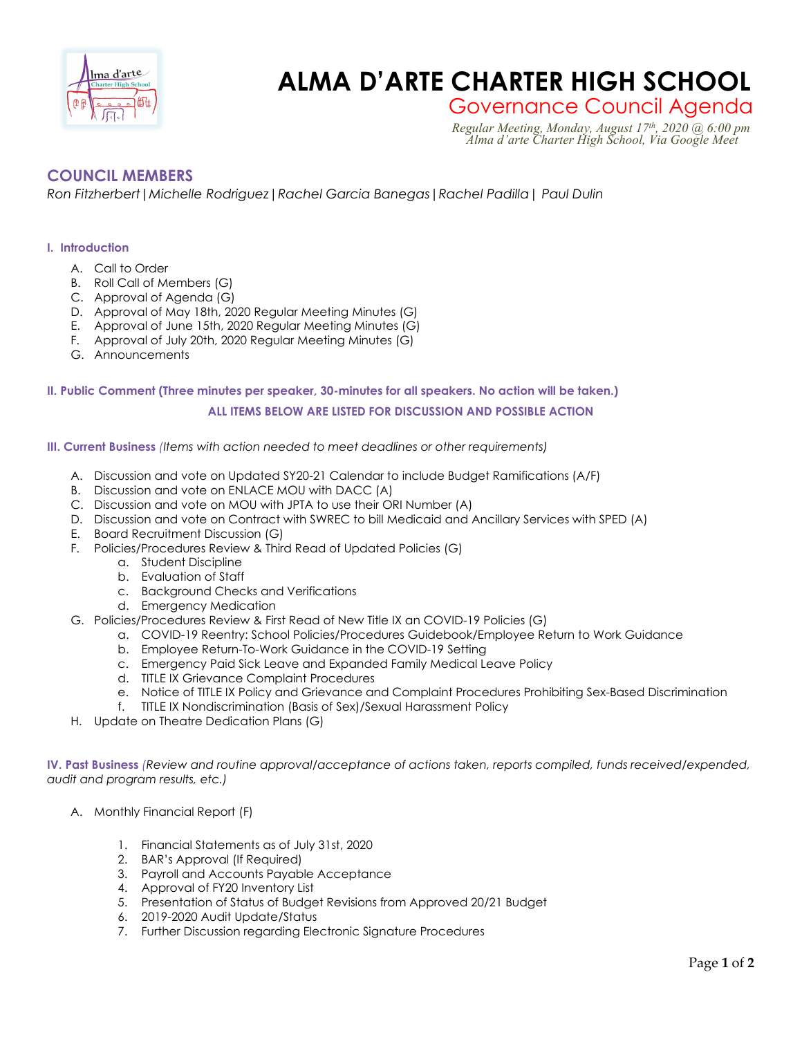# ALMA D'ARTE CHARTER HIGH SCHOOL

## Governance Council Agenda

*Regular Meeting, Monday, August 17th, 2020 @ 6:00 pm*
*Alma d'arte Charter High School, Via Google Meet*

## COUNCIL MEMBERS

*Ron Fitzherbert | Michelle Rodriguez | Rachel Garcia Banegas | Rachel Padilla | Paul Dulin*

### I. Introduction

A. Call to Order
B. Roll Call of Members (G)
C. Approval of Agenda (G)
D. Approval of May 18th, 2020 Regular Meeting Minutes (G)
E. Approval of June 15th, 2020 Regular Meeting Minutes (G)
F. Approval of July 20th, 2020 Regular Meeting Minutes (G)
G. Announcements

### II. Public Comment (Three minutes per speaker, 30-minutes for all speakers. No action will be taken.)

**ALL ITEMS BELOW ARE LISTED FOR DISCUSSION AND POSSIBLE ACTION**

### III. Current Business *(Items with action needed to meet deadlines or other requirements)*

A. Discussion and vote on Updated SY20-21 Calendar to include Budget Ramifications (A/F)
B. Discussion and vote on ENLACE MOU with DACC (A)
C. Discussion and vote on MOU with JPTA to use their ORI Number (A)
D. Discussion and vote on Contract with SWREC to bill Medicaid and Ancillary Services with SPED (A)
E. Board Recruitment Discussion (G)
F. Policies/Procedures Review & Third Read of Updated Policies (G)
   a. Student Discipline
   b. Evaluation of Staff
   c. Background Checks and Verifications
   d. Emergency Medication
G. Policies/Procedures Review & First Read of New Title IX an COVID-19 Policies (G)
   a. COVID-19 Reentry: School Policies/Procedures Guidebook/Employee Return to Work Guidance
   b. Employee Return-To-Work Guidance in the COVID-19 Setting
   c. Emergency Paid Sick Leave and Expanded Family Medical Leave Policy
   d. TITLE IX Grievance Complaint Procedures
   e. Notice of TITLE IX Policy and Grievance and Complaint Procedures Prohibiting Sex-Based Discrimination
   f. TITLE IX Nondiscrimination (Basis of Sex)/Sexual Harassment Policy
H. Update on Theatre Dedication Plans (G)

### IV. Past Business *(Review and routine approval/acceptance of actions taken, reports compiled, funds received/expended, audit and program results, etc.)*

A. Monthly Financial Report (F)

   1. Financial Statements as of July 31st, 2020
   2. BAR's Approval (If Required)
   3. Payroll and Accounts Payable Acceptance
   4. Approval of FY20 Inventory List
   5. Presentation of Status of Budget Revisions from Approved 20/21 Budget
   6. 2019-2020 Audit Update/Status
   7. Further Discussion regarding Electronic Signature Procedures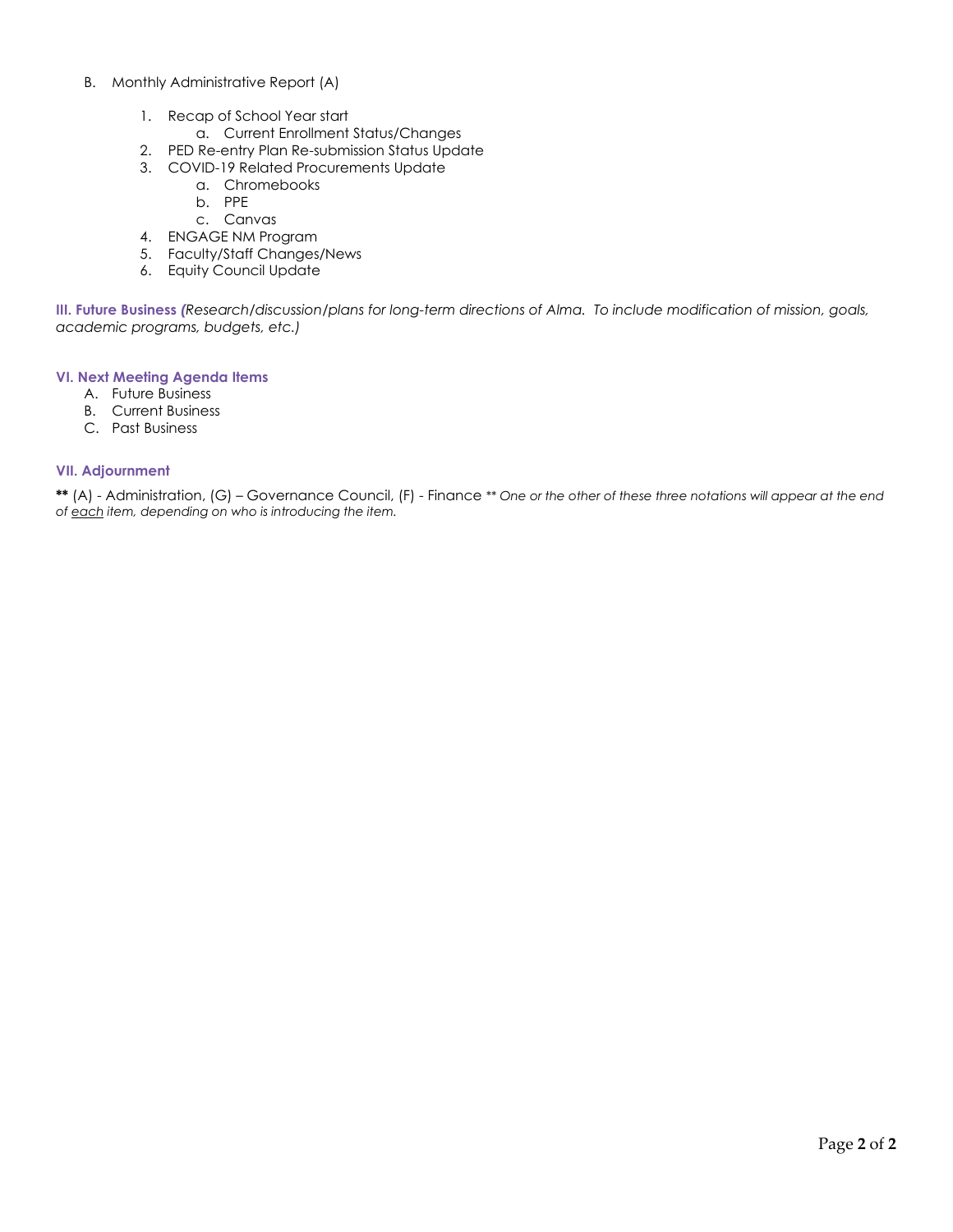B. Monthly Administrative Report (A)

   1. Recap of School Year start
      a. Current Enrollment Status/Changes
   2. PED Re-entry Plan Re-submission Status Update
   3. COVID-19 Related Procurements Update
      a. Chromebooks
      b. PPE
      c. Canvas
   4. ENGAGE NM Program
   5. Faculty/Staff Changes/News
   6. Equity Council Update

**III. Future Business** *(Research/discussion/plans for long-term directions of Alma. To include modification of mission, goals, academic programs, budgets, etc.)*

**VI. Next Meeting Agenda Items**

A. Future Business
B. Current Business
C. Past Business

**VII. Adjournment**

**\*\*** (A) - Administration, (G) – Governance Council, (F) - Finance *\*\* One or the other of these three notations will appear at the end of <u>each</u> item, depending on who is introducing the item.*